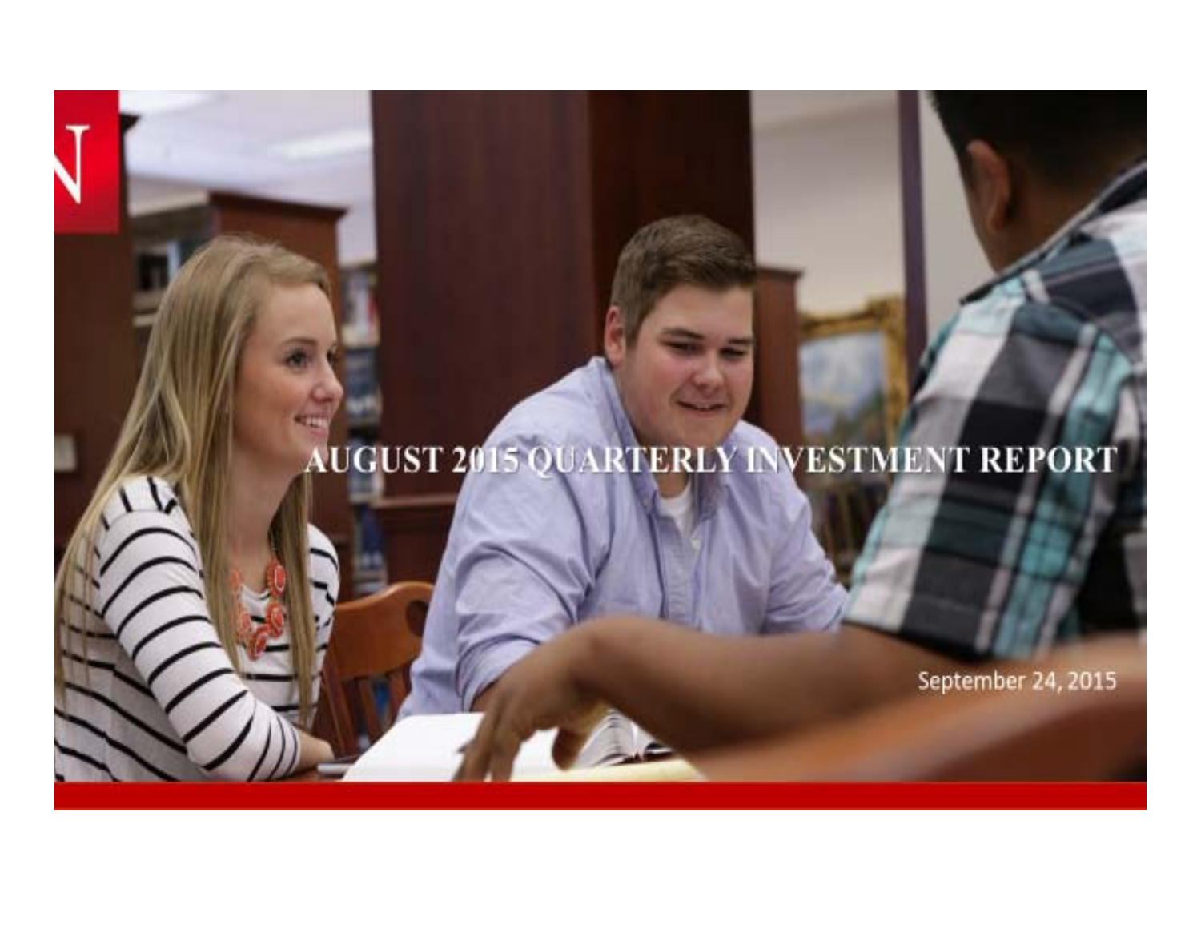# AUGUST 2015 QUARTERLY INVESTMENT REPORT

September 24, 2015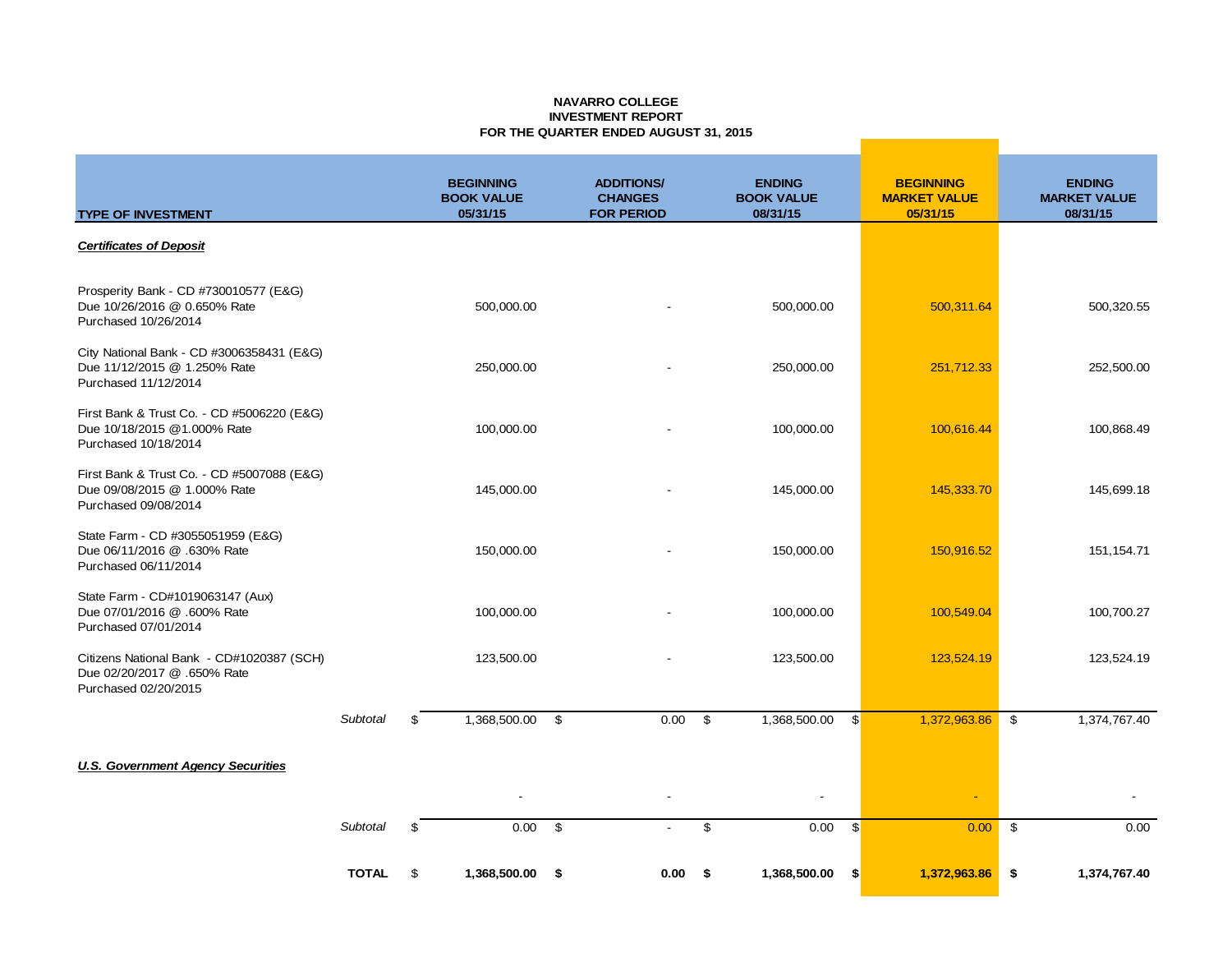**NAVARRO COLLEGE**
**INVESTMENT REPORT**
**FOR THE QUARTER ENDED AUGUST 31, 2015**

| TYPE OF INVESTMENT | | BEGINNING BOOK VALUE 05/31/15 | ADDITIONS/ CHANGES FOR PERIOD | ENDING BOOK VALUE 08/31/15 | BEGINNING MARKET VALUE 05/31/15 | ENDING MARKET VALUE 08/31/15 |
|---|---|---|---|---|---|---|
| ***Certificates of Deposit*** | | | | | | |
| Prosperity Bank - CD #730010577 (E&G) Due 10/26/2016 @ 0.650% Rate Purchased 10/26/2014 | | 500,000.00 | - | 500,000.00 | 500,311.64 | 500,320.55 |
| City National Bank - CD #3006358431 (E&G) Due 11/12/2015 @ 1.250% Rate Purchased 11/12/2014 | | 250,000.00 | - | 250,000.00 | 251,712.33 | 252,500.00 |
| First Bank & Trust Co. - CD #5006220 (E&G) Due 10/18/2015 @1.000% Rate Purchased 10/18/2014 | | 100,000.00 | - | 100,000.00 | 100,616.44 | 100,868.49 |
| First Bank & Trust Co. - CD #5007088 (E&G) Due 09/08/2015 @ 1.000% Rate Purchased 09/08/2014 | | 145,000.00 | - | 145,000.00 | 145,333.70 | 145,699.18 |
| State Farm - CD #3055051959 (E&G) Due 06/11/2016 @ .630% Rate Purchased 06/11/2014 | | 150,000.00 | - | 150,000.00 | 150,916.52 | 151,154.71 |
| State Farm - CD#1019063147 (Aux) Due 07/01/2016 @ .600% Rate Purchased 07/01/2014 | | 100,000.00 | - | 100,000.00 | 100,549.04 | 100,700.27 |
| Citizens National Bank - CD#1020387 (SCH) Due 02/20/2017 @ .650% Rate Purchased 02/20/2015 | | 123,500.00 | - | 123,500.00 | 123,524.19 | 123,524.19 |
| | *Subtotal* | $ 1,368,500.00 | $ 0.00 | $ 1,368,500.00 | $ 1,372,963.86 | $ 1,374,767.40 |
| ***U.S. Government Agency Securities*** | | | | | | |
| | | - | - | - | - | - |
| | *Subtotal* | $ 0.00 | $ - | $ 0.00 | $ 0.00 | $ 0.00 |
| | **TOTAL** | $ **1,368,500.00** | **$ 0.00** | **$ 1,368,500.00** | **$ 1,372,963.86** | **$ 1,374,767.40** |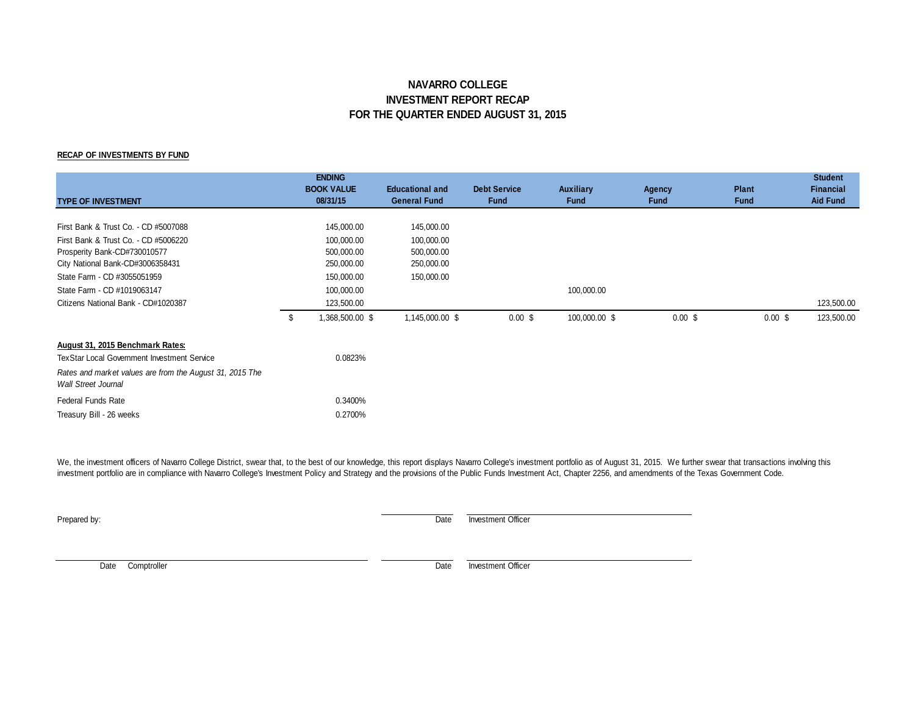# NAVARRO COLLEGE
# INVESTMENT REPORT RECAP
# FOR THE QUARTER ENDED AUGUST 31, 2015

**RECAP OF INVESTMENTS BY FUND**

| TYPE OF INVESTMENT | ENDING BOOK VALUE 08/31/15 | Educational and General Fund | Debt Service Fund | Auxiliary Fund | Agency Fund | Plant Fund | Student Financial Aid Fund |
|---|---|---|---|---|---|---|---|
| First Bank & Trust Co. - CD #5007088 | 145,000.00 | 145,000.00 | | | | | |
| First Bank & Trust Co. - CD #5006220 | 100,000.00 | 100,000.00 | | | | | |
| Prosperity Bank-CD#730010577 | 500,000.00 | 500,000.00 | | | | | |
| City National Bank-CD#3006358431 | 250,000.00 | 250,000.00 | | | | | |
| State Farm - CD #3055051959 | 150,000.00 | 150,000.00 | | | | | |
| State Farm - CD #1019063147 | 100,000.00 | | | 100,000.00 | | | |
| Citizens National Bank - CD#1020387 | 123,500.00 | | | | | | 123,500.00 |
| | $ 1,368,500.00 | $ 1,145,000.00 | $ 0.00 | $ 100,000.00 | $ 0.00 | $ 0.00 | $ 123,500.00 |

**August 31, 2015 Benchmark Rates:**

| | |
|---|---|
| TexStar Local Government Investment Service | 0.0823% |
| *Rates and market values are from the August 31, 2015 The Wall Street Journal* | |
| Federal Funds Rate | 0.3400% |
| Treasury Bill - 26 weeks | 0.2700% |

We, the investment officers of Navarro College District, swear that, to the best of our knowledge, this report displays Navarro College's investment portfolio as of August 31, 2015. We further swear that transactions involving this investment portfolio are in compliance with Navarro College's Investment Policy and Strategy and the provisions of the Public Funds Investment Act, Chapter 2256, and amendments of the Texas Government Code.

Prepared by:

Date Investment Officer

Date Comptroller

Date Investment Officer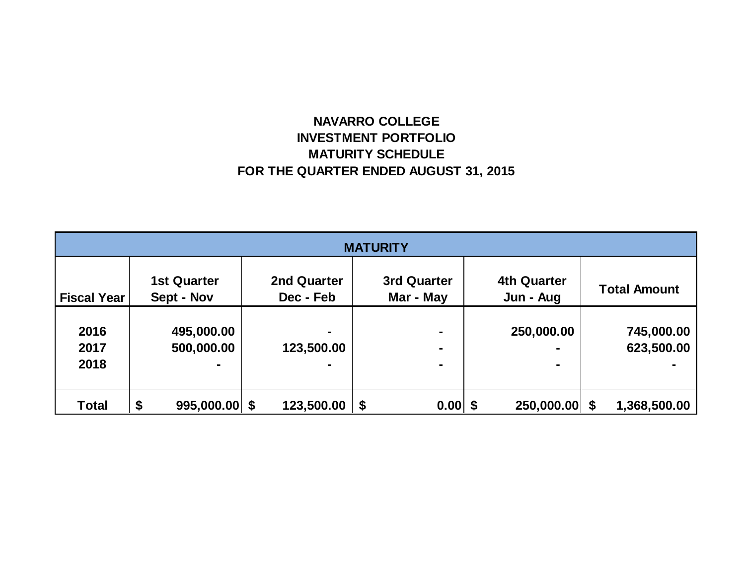# NAVARRO COLLEGE
## INVESTMENT PORTFOLIO
## MATURITY SCHEDULE
## FOR THE QUARTER ENDED AUGUST 31, 2015

| MATURITY | | | | | |
|---|---|---|---|---|---|
| Fiscal Year | 1st Quarter Sept - Nov | 2nd Quarter Dec - Feb | 3rd Quarter Mar - May | 4th Quarter Jun - Aug | Total Amount |
| 2016 | 495,000.00 | - | - | 250,000.00 | 745,000.00 |
| 2017 | 500,000.00 | 123,500.00 | - | - | 623,500.00 |
| 2018 | - | - | - | - | - |
| **Total** | $ 995,000.00 | $ 123,500.00 | $ 0.00 | $ 250,000.00 | $ 1,368,500.00 |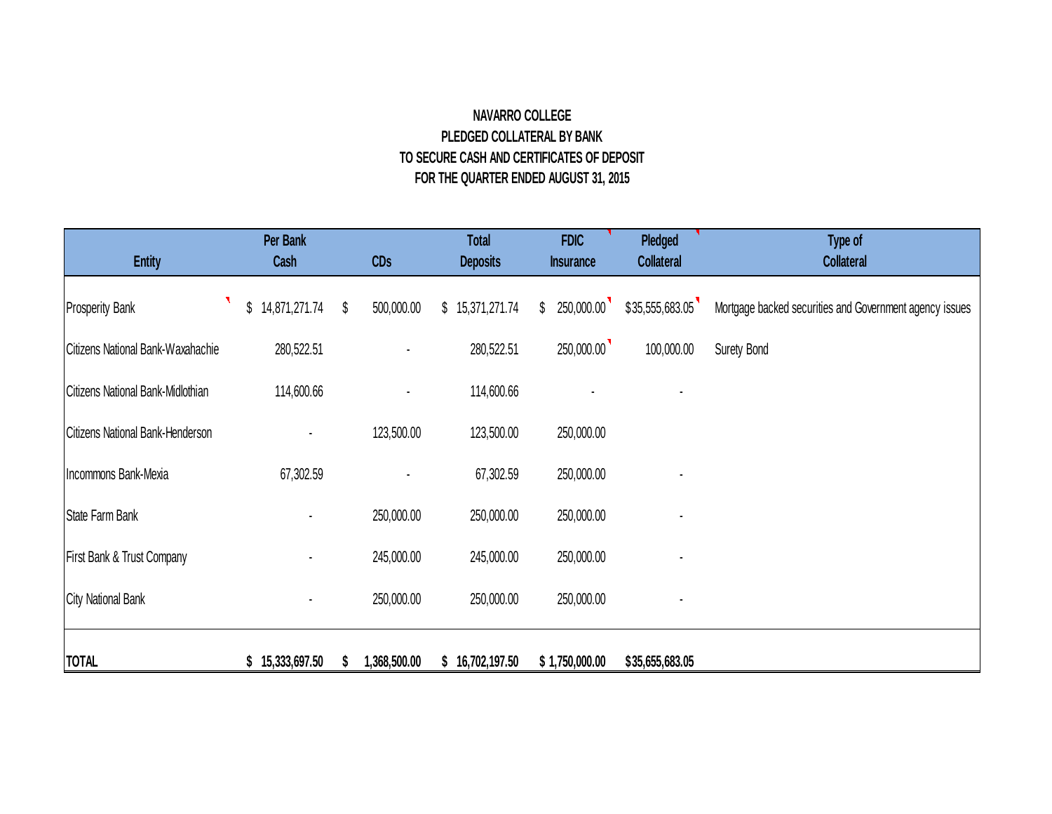# NAVARRO COLLEGE
## PLEDGED COLLATERAL BY BANK
## TO SECURE CASH AND CERTIFICATES OF DEPOSIT
## FOR THE QUARTER ENDED AUGUST 31, 2015

| Entity | Per Bank Cash | CDs | Total Deposits | FDIC Insurance | Pledged Collateral | Type of Collateral |
|---|---|---|---|---|---|---|
| Prosperity Bank | $ 14,871,271.74 | $ 500,000.00 | $ 15,371,271.74 | $ 250,000.00 | $35,555,683.05 | Mortgage backed securities and Government agency issues |
| Citizens National Bank-Waxahachie | 280,522.51 | - | 280,522.51 | 250,000.00 | 100,000.00 | Surety Bond |
| Citizens National Bank-Midlothian | 114,600.66 | - | 114,600.66 | - | - | |
| Citizens National Bank-Henderson | - | 123,500.00 | 123,500.00 | 250,000.00 | | |
| Incommons Bank-Mexia | 67,302.59 | - | 67,302.59 | 250,000.00 | - | |
| State Farm Bank | - | 250,000.00 | 250,000.00 | 250,000.00 | - | |
| First Bank & Trust Company | - | 245,000.00 | 245,000.00 | 250,000.00 | - | |
| City National Bank | - | 250,000.00 | 250,000.00 | 250,000.00 | - | |
| **TOTAL** | **$ 15,333,697.50** | **$ 1,368,500.00** | **$ 16,702,197.50** | **$ 1,750,000.00** | **$35,655,683.05** | |